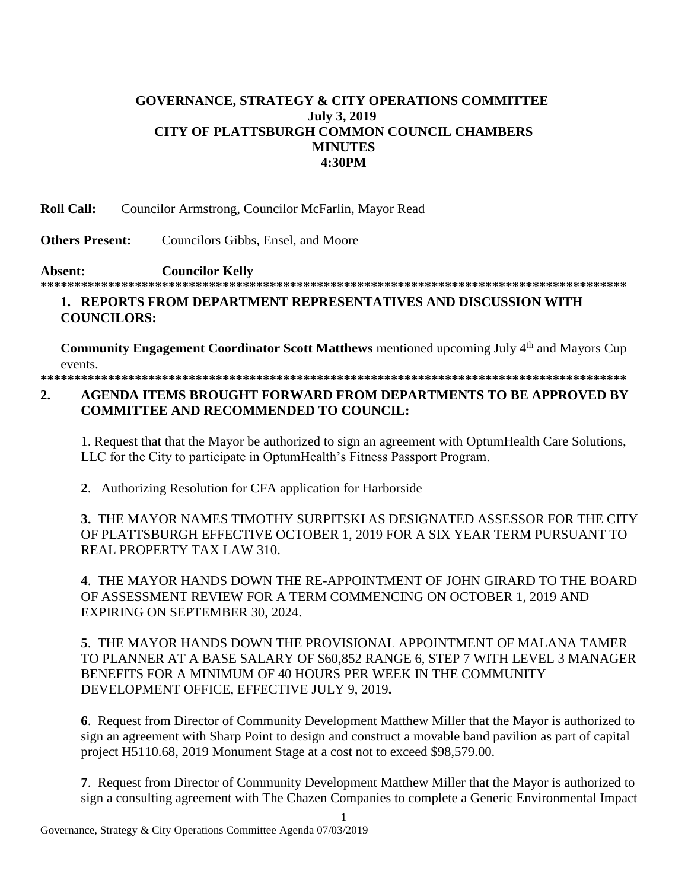**GOVERNANCE, STRATEGY & CITY OPERATIONS COMMITTEE**
**July 3, 2019**
**CITY OF PLATTSBURGH COMMON COUNCIL CHAMBERS**
**MINUTES**
**4:30PM**

**Roll Call:** Councilor Armstrong, Councilor McFarlin, Mayor Read

**Others Present:** Councilors Gibbs, Ensel, and Moore

**Absent:** **Councilor Kelly**

*************************************************************************************

**1. REPORTS FROM DEPARTMENT REPRESENTATIVES AND DISCUSSION WITH COUNCILORS:**

**Community Engagement Coordinator Scott Matthews** mentioned upcoming July 4th and Mayors Cup events.

*************************************************************************************

**2. AGENDA ITEMS BROUGHT FORWARD FROM DEPARTMENTS TO BE APPROVED BY COMMITTEE AND RECOMMENDED TO COUNCIL:**

1. Request that that the Mayor be authorized to sign an agreement with OptumHealth Care Solutions, LLC for the City to participate in OptumHealth's Fitness Passport Program.

**2**. Authorizing Resolution for CFA application for Harborside

**3.** THE MAYOR NAMES TIMOTHY SURPITSKI AS DESIGNATED ASSESSOR FOR THE CITY OF PLATTSBURGH EFFECTIVE OCTOBER 1, 2019 FOR A SIX YEAR TERM PURSUANT TO REAL PROPERTY TAX LAW 310.

**4**. THE MAYOR HANDS DOWN THE RE-APPOINTMENT OF JOHN GIRARD TO THE BOARD OF ASSESSMENT REVIEW FOR A TERM COMMENCING ON OCTOBER 1, 2019 AND EXPIRING ON SEPTEMBER 30, 2024.

**5**. THE MAYOR HANDS DOWN THE PROVISIONAL APPOINTMENT OF MALANA TAMER TO PLANNER AT A BASE SALARY OF $60,852 RANGE 6, STEP 7 WITH LEVEL 3 MANAGER BENEFITS FOR A MINIMUM OF 40 HOURS PER WEEK IN THE COMMUNITY DEVELOPMENT OFFICE, EFFECTIVE JULY 9, 2019**.**

**6**. Request from Director of Community Development Matthew Miller that the Mayor is authorized to sign an agreement with Sharp Point to design and construct a movable band pavilion as part of capital project H5110.68, 2019 Monument Stage at a cost not to exceed $98,579.00.

**7**. Request from Director of Community Development Matthew Miller that the Mayor is authorized to sign a consulting agreement with The Chazen Companies to complete a Generic Environmental Impact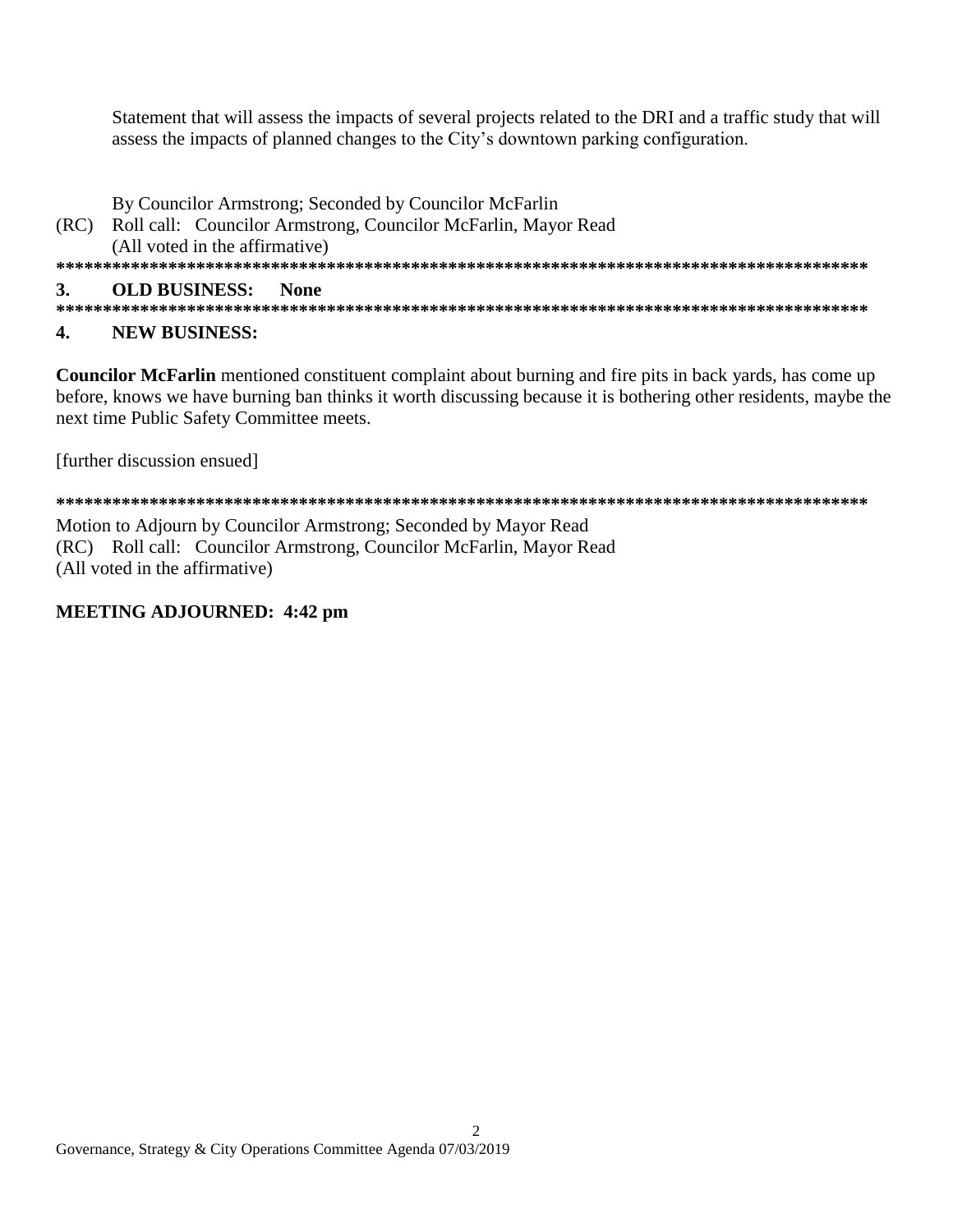Statement that will assess the impacts of several projects related to the DRI and a traffic study that will assess the impacts of planned changes to the City's downtown parking configuration.

By Councilor Armstrong; Seconded by Councilor McFarlin
(RC) Roll call: Councilor Armstrong, Councilor McFarlin, Mayor Read
(All voted in the affirmative)

******************************************************************************************

**3. OLD BUSINESS: None**

******************************************************************************************

**4. NEW BUSINESS:**

**Councilor McFarlin** mentioned constituent complaint about burning and fire pits in back yards, has come up before, knows we have burning ban thinks it worth discussing because it is bothering other residents, maybe the next time Public Safety Committee meets.

[further discussion ensued]

******************************************************************************************

Motion to Adjourn by Councilor Armstrong; Seconded by Mayor Read
(RC) Roll call: Councilor Armstrong, Councilor McFarlin, Mayor Read
(All voted in the affirmative)

**MEETING ADJOURNED: 4:42 pm**